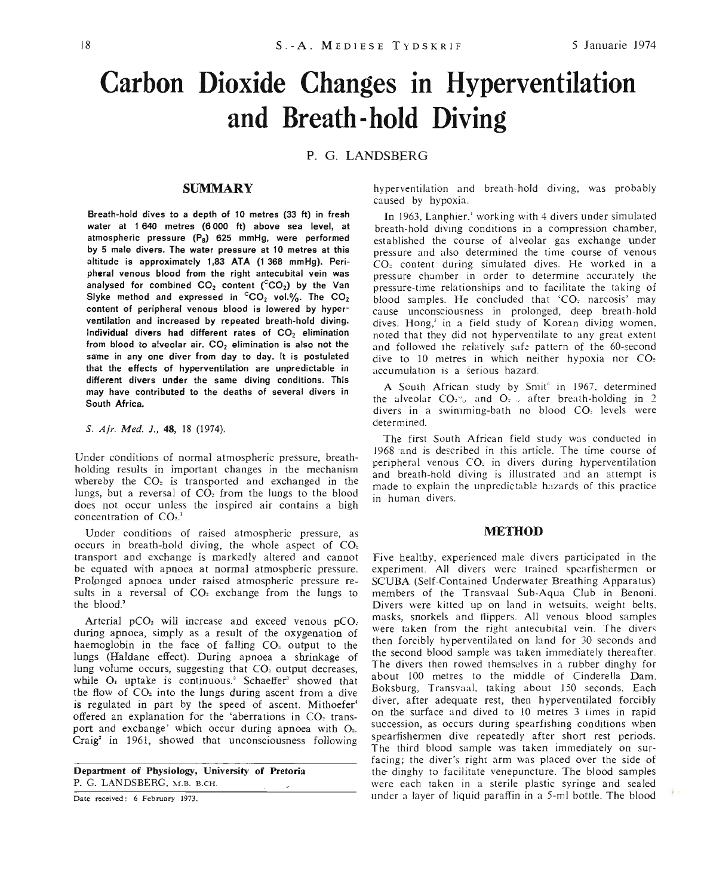# Carbon Dioxide Changes in Hyperventilation and Breath-hold Diving

P. G. LANDSBERG

## SUMMARY

**Breath-hold dives to a depth of 10 metres (33 ft) in fresh water at 1 640 metres (6 000 ft) above sea level, at atmospheric pressure ($P_B$) 625 mmHg, were performed by 5 male divers. The water pressure at 10 metres at this altitude is approximately 1,83 ATA (1 368 mmHg). Peripheral venous blood from the right antecubital vein was analysed for combined $CO_2$ content ($^CCO_2$) by the Van Slyke method and expressed in $^CCO_2$ vol.%. The $CO_2$ content of peripheral venous blood is lowered by hyperventilation and increased by repeated breath-hold diving. Individual divers had different rates of $CO_2$ elimination from blood to alveolar air. $CO_2$ elimination is also not the same in any one diver from day to day. It is postulated that the effects of hyperventilation are unpredictable in different divers under the same diving conditions. This may have contributed to the deaths of several divers in South Africa.**

*S. Afr. Med. J.*, **48**, 18 (1974).

Under conditions of normal atmospheric pressure, breath-holding results in important changes in the mechanism whereby the $CO_2$ is transported and exchanged in the lungs, but a reversal of $CO_2$ from the lungs to the blood does not occur unless the inspired air contains a high concentration of $CO_2$.[1]

Under conditions of raised atmospheric pressure, as occurs in breath-hold diving, the whole aspect of $CO_2$ transport and exchange is markedly altered and cannot be equated with apnoea at normal atmospheric pressure. Prolonged apnoea under raised atmospheric pressure results in a reversal of $CO_2$ exchange from the lungs to the blood.[1]

Arterial $pCO_2$ will increase and exceed venous $pCO_2$ during apnoea, simply as a result of the oxygenation of haemoglobin in the face of falling $CO_2$ output to the lungs (Haldane effect). During apnoea a shrinkage of lung volume occurs, suggesting that $CO_2$ output decreases, while $O_2$ uptake is continuous.[2] Schaeffer[3] showed that the flow of $CO_2$ into the lungs during ascent from a dive is regulated in part by the speed of ascent. Mithoefer[1] offered an explanation for the 'aberrations in $CO_2$ transport and exchange' which occur during apnoea with $O_2$. Craig[2] in 1961, showed that unconsciousness following hyperventilation and breath-hold diving, was probably caused by hypoxia.

In 1963, Lanphier,[1] working with 4 divers under simulated breath-hold diving conditions in a compression chamber, established the course of alveolar gas exchange under pressure and also determined the time course of venous $CO_2$ content during simulated dives. He worked in a pressure chamber in order to determine accurately the pressure-time relationships and to facilitate the taking of blood samples. He concluded that '$CO_2$ narcosis' may cause unconsciousness in prolonged, deep breath-hold dives. Hong,[5] in a field study of Korean diving women, noted that they did not hyperventilate to any great extent and followed the relatively safe pattern of the 60-second dive to 10 metres in which neither hypoxia nor $CO_2$ accumulation is a serious hazard.

A South African study by Smit[6] in 1967, determined the alveolar $CO_2$% and $O_2$% after breath-holding in 2 divers in a swimming-bath no blood $CO_2$ levels were determined.

The first South African field study was conducted in 1968 and is described in this article. The time course of peripheral venous $CO_2$ in divers during hyperventilation and breath-hold diving is illustrated and an attempt is made to explain the unpredictable hazards of this practice in human divers.

## METHOD

Five healthy, experienced male divers participated in the experiment. All divers were trained spearfishermen or SCUBA (Self-Contained Underwater Breathing Apparatus) members of the Transvaal Sub-Aqua Club in Benoni. Divers were kitted up on land in wetsuits, weight belts, masks, snorkels and flippers. All venous blood samples were taken from the right antecubital vein. The divers then forcibly hyperventilated on land for 30 seconds and the second blood sample was taken immediately thereafter. The divers then rowed themselves in a rubber dinghy for about 100 metres to the middle of Cinderella Dam, Boksburg, Transvaal, taking about 150 seconds. Each diver, after adequate rest, then hyperventilated forcibly on the surface and dived to 10 metres 3 times in rapid succession, as occurs during spearfishing conditions when spearfishermen dive repeatedly after short rest periods. The third blood sample was taken immediately on surfacing; the diver's right arm was placed over the side of the dinghy to facilitate venepuncture. The blood samples were each taken in a sterile plastic syringe and sealed under a layer of liquid paraffin in a 5-ml bottle. The blood

Department of Physiology, University of Pretoria
P. G. LANDSBERG, M.B. B.CH.

Date received: 6 February 1973.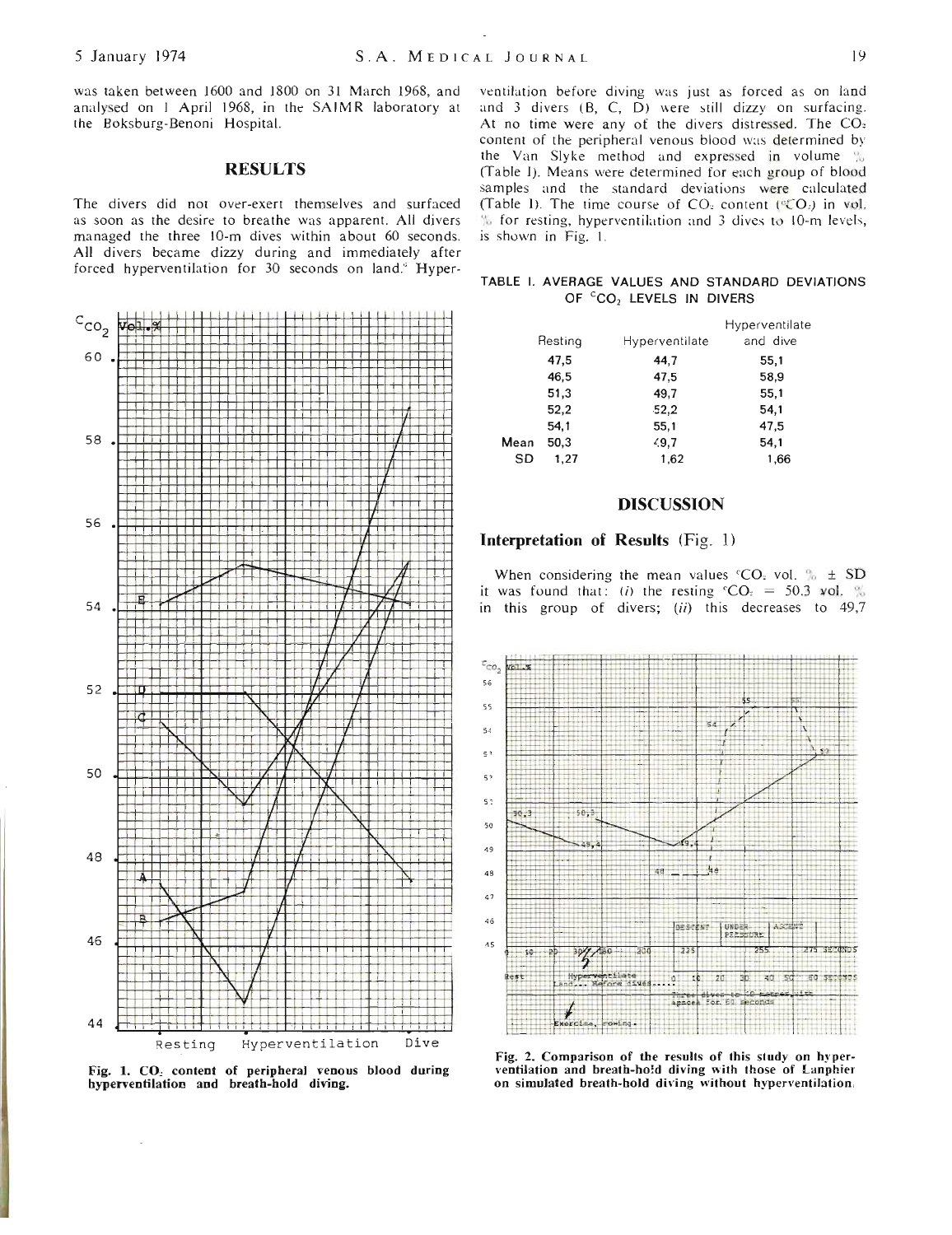was taken between 1600 and 1800 on 31 March 1968, and analysed on 1 April 1968, in the SAIMR laboratory at the Boksburg-Benoni Hospital.

## RESULTS

The divers did not over-exert themselves and surfaced as soon as the desire to breathe was apparent. All divers managed the three 10-m dives within about 60 seconds. All divers became dizzy during and immediately after forced hyperventilation for 30 seconds on land.[6] Hyperventilation before diving was just as forced as on land and 3 divers (B, C, D) were still dizzy on surfacing. At no time were any of the divers distressed. The $CO_2$ content of the peripheral venous blood was determined by the Van Slyke method and expressed in volume % (Table I). Means were determined for each group of blood samples and the standard deviations were calculated (Table I). The time course of $CO_2$ content ($^cCO_2$) in vol. % for resting, hyperventilation and 3 dives to 10-m levels, is shown in Fig. 1.

Fig. 1. $CO_2$ content of peripheral venous blood during hyperventilation and breath-hold diving.

TABLE I. AVERAGE VALUES AND STANDARD DEVIATIONS OF $^cCO_2$ LEVELS IN DIVERS

| | Resting | Hyperventilate | Hyperventilate and dive |
|---|---|---|---|
| | 47,5 | 44,7 | 55,1 |
| | 46,5 | 47,5 | 58,9 |
| | 51,3 | 49,7 | 55,1 |
| | 52,2 | 52,2 | 54,1 |
| | 54,1 | 55,1 | 47,5 |
| Mean | 50,3 | 49,7 | 54,1 |
| SD | 1,27 | 1,62 | 1,66 |

## DISCUSSION

### Interpretation of Results (Fig. 1)

When considering the mean values $^cCO_2$ vol. % ± SD it was found that: (*i*) the resting $^cCO_2$ = 50.3 vol. % in this group of divers; (*ii*) this decreases to 49,7

Fig. 2. Comparison of the results of this study on hyperventilation and breath-hold diving with those of Lanphier on simulated breath-hold diving without hyperventilation.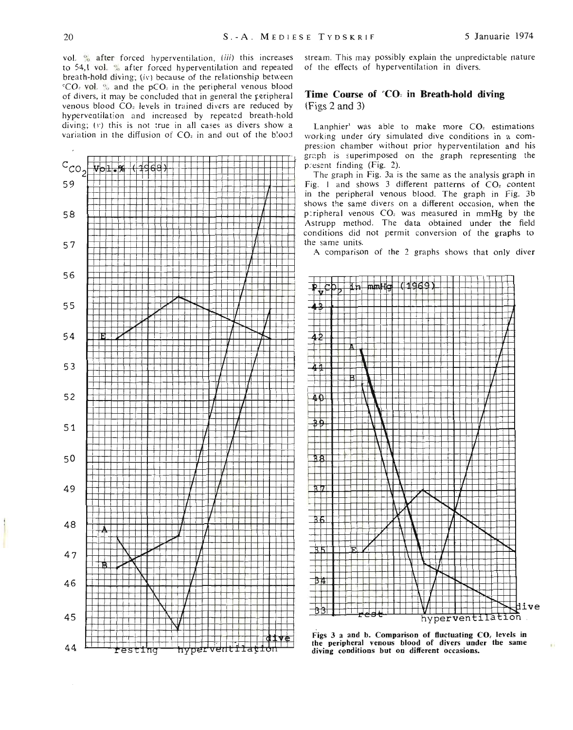vol. % after forced hyperventilation, (*iii*) this increases to 54,1 vol. % after forced hyperventilation and repeated breath-hold diving; (*iv*) because of the relationship between $^{c}CO_2$ vol. % and the $pCO_2$ in the peripheral venous blood of divers, it may be concluded that in general the peripheral venous blood $CO_2$ levels in trained divers are reduced by hyperventilation and increased by repeated breath-hold diving; (*v*) this is not true in all cases as divers show a variation in the diffusion of $CO_2$ in and out of the blood stream. This may possibly explain the unpredictable nature of the effects of hyperventilation in divers.

## Time Course of $^{c}CO_2$ in Breath-hold diving (Figs 2 and 3)

Lanphier[1] was able to make more $CO_2$ estimations working under dry simulated dive conditions in a compression chamber without prior hyperventilation and his graph is superimposed on the graph representing the present finding (Fig. 2).

The graph in Fig. 3a is the same as the analysis graph in Fig. 1 and shows 3 different patterns of $CO_2$ content in the peripheral venous blood. The graph in Fig. 3b shows the same divers on a different occasion, when the peripheral venous $CO_2$ was measured in mmHg by the Astrupp method. The data obtained under the field conditions did not permit conversion of the graphs to the same units.

A comparison of the 2 graphs shows that only diver

**Figs 3 a and b. Comparison of fluctuating $CO_2$ levels in the peripheral venous blood of divers under the same diving conditions but on different occasions.**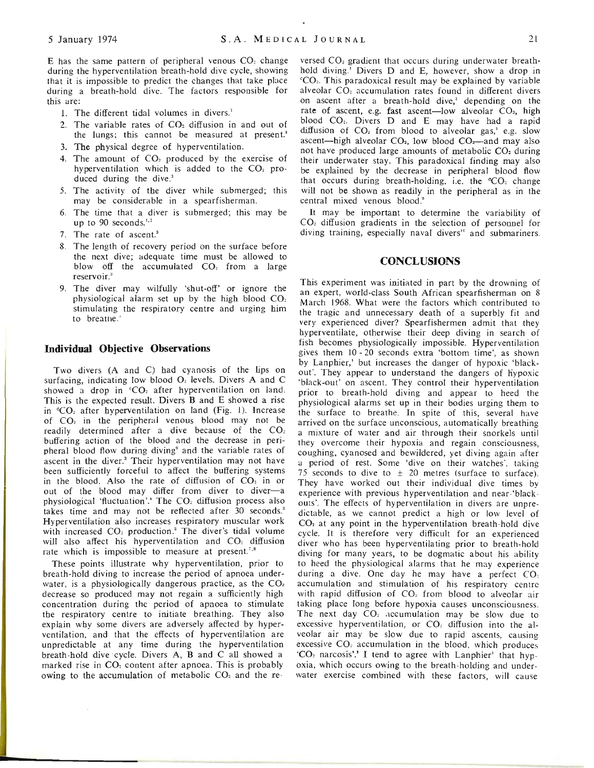E has the same pattern of peripheral venous $CO_2$ change during the hyperventilation breath-hold dive cycle, showing that it is impossible to predict the changes that take place during a breath-hold dive. The factors responsible for this are:

1. The different tidal volumes in divers.[7]
2. The variable rates of $CO_2$ diffusion in and out of the lungs; this cannot be measured at present.[8]
3. The physical degree of hyperventilation.
4. The amount of $CO_2$ produced by the exercise of hyperventilation which is added to the $CO_2$ produced during the dive.[3]
5. The activity of the diver while submerged; this may be considerable in a spearfisherman.
6. The time that a diver is submerged; this may be up to 90 seconds.[1,2]
7. The rate of ascent.[3]
8. The length of recovery period on the surface before the next dive; adequate time must be allowed to blow off the accumulated $CO_2$ from a large reservoir.[3]
9. The diver may wilfully 'shut-off' or ignore the physiological alarm set up by the high blood $CO_2$ stimulating the respiratory centre and urging him to breathe.[1]

### Individual Objective Observations

Two divers (A and C) had cyanosis of the lips on surfacing, indicating low blood $O_2$ levels. Divers A and C showed a drop in $^{\text{v}}CO_2$ after hyperventilation on land. This is the expected result. Divers B and E showed a rise in $^{\text{v}}CO_2$ after hyperventilation on land (Fig. 1). Increase of $CO_2$ in the peripheral venous blood may not be readily determined after a dive because of the $CO_2$ buffering action of the blood and the decrease in peripheral blood flow during diving[9] and the variable rates of ascent in the diver.[3] Their hyperventilation may not have been sufficiently forceful to affect the buffering systems in the blood. Also the rate of diffusion of $CO_2$ in or out of the blood may differ from diver to diver—a physiological 'fluctuation'.[4] The $CO_2$ diffusion process also takes time and may not be reflected after 30 seconds.[3] Hyperventilation also increases respiratory muscular work with increased $CO_2$ production.[3] The diver's tidal volume will also affect his hyperventilation and $CO_2$ diffusion rate which is impossible to measure at present.[7,8]

These points illustrate why hyperventilation, prior to breath-hold diving to increase the period of apnoea underwater, is a physiologically dangerous practice, as the $CO_2$ decrease so produced may not regain a sufficiently high concentration during the period of apnoea to stimulate the respiratory centre to initiate breathing. They also explain why some divers are adversely affected by hyperventilation, and that the effects of hyperventilation are unpredictable at any time during the hyperventilation breath-hold dive cycle. Divers A, B and C all showed a marked rise in $CO_2$ content after apnoea. This is probably owing to the accumulation of metabolic $CO_2$ and the reversed $CO_2$ gradient that occurs during underwater breath-hold diving.[1] Divers D and E, however, show a drop in $^{\text{v}}CO_2$. This paradoxical result may be explained by variable alveolar $CO_2$ accumulation rates found in different divers on ascent after a breath-hold dive,[3] depending on the rate of ascent, e.g. fast ascent—low alveolar $CO_2$, high blood $CO_2$. Divers D and E may have had a rapid diffusion of $CO_2$ from blood to alveolar gas,[1] e.g. slow ascent—high alveolar $CO_2$, low blood $CO_2$—and may also not have produced large amounts of metabolic $CO_2$ during their underwater stay. This paradoxical finding may also be explained by the decrease in peripheral blood flow that occurs during breath-holding, i.e. the $^{\text{v}}CO_2$ change will not be shown as readily in the peripheral as in the central mixed venous blood.[9]

It may be important to determine the variability of $CO_2$ diffusion gradients in the selection of personnel for diving training, especially naval divers[10] and submariners.

## CONCLUSIONS

This experiment was initiated in part by the drowning of an expert, world-class South African spearfisherman on 8 March 1968. What were the factors which contributed to the tragic and unnecessary death of a superbly fit and very experienced diver? Spearfishermen admit that they hyperventilate, otherwise their deep diving in search of fish becomes physiologically impossible. Hyperventilation gives them 10 - 20 seconds extra 'bottom time', as shown by Lanphier,[1] but increases the danger of hypoxic 'black-out'. They appear to understand the dangers of hypoxic 'black-out' on ascent. They control their hyperventilation prior to breath-hold diving and appear to heed the physiological alarms set up in their bodies urging them to the surface to breathe. In spite of this, several have arrived on the surface unconscious, automatically breathing a mixture of water and air through their snorkels until they overcome their hypoxia and regain consciousness, coughing, cyanosed and bewildered, yet diving again after a period of rest. Some 'dive on their watches', taking 75 seconds to dive to ± 20 metres (surface to surface). They have worked out their individual dive times by experience with previous hyperventilation and near-'black-outs'. The effects of hyperventilation in divers are unpredictable, as we cannot predict a high or low level of $CO_2$ at any point in the hyperventilation breath-hold dive cycle. It is therefore very difficult for an experienced diver who has been hyperventilating prior to breath-hold diving for many years, to be dogmatic about his ability to heed the physiological alarms that he may experience during a dive. One day he may have a perfect $CO_2$ accumulation and stimulation of his respiratory centre with rapid diffusion of $CO_2$ from blood to alveolar air taking place long before hypoxia causes unconsciousness. The next day $CO_2$ accumulation may be slow due to excessive hyperventilation, or $CO_2$ diffusion into the alveolar air may be slow due to rapid ascents, causing excessive $CO_2$ accumulation in the blood, which produces '$CO_2$ narcosis'.[1] I tend to agree with Lanphier[1] that hypoxia, which occurs owing to the breath-holding and underwater exercise combined with these factors, will cause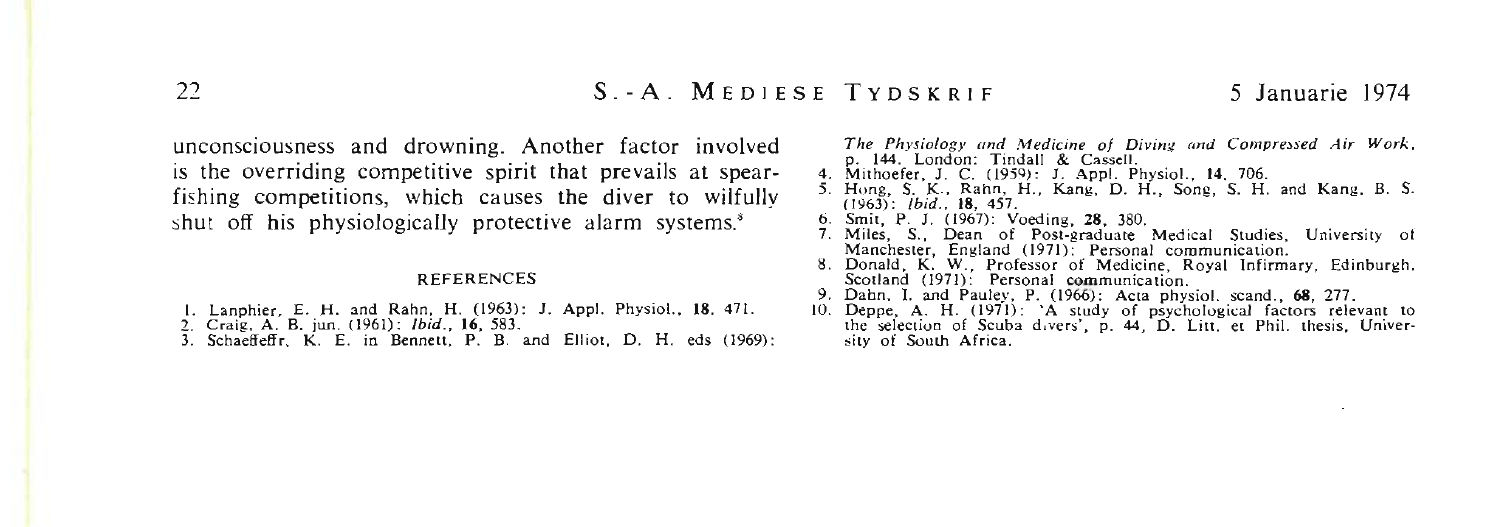unconsciousness and drowning. Another factor involved is the overriding competitive spirit that prevails at spearfishing competitions, which causes the diver to wilfully shut off his physiologically protective alarm systems.[8]

#### REFERENCES

1. Lanphier, E. H. and Rahn, H. (1963): J. Appl. Physiol., **18**, 471.
2. Craig, A. B. jun. (1961): *Ibid.*, **16**, 583.
3. Schaeffeffr, K. E. in Bennett, P. B. and Elliot, D. H. eds (1969): *The Physiology and Medicine of Diving and Compressed Air Work*, p. 144. London: Tindall & Cassell.
4. Mithoefer, J. C. (1959): J. Appl. Physiol., **14**, 706.
5. Hong, S. K., Rahn, H., Kang, D. H., Song, S. H. and Kang, B. S. (1963): *Ibid.*, **18**, 457.
6. Smit, P. J. (1967): Voeding, **28**, 380.
7. Miles, S., Dean of Post-graduate Medical Studies, University of Manchester, England (1971): Personal communication.
8. Donald, K. W., Professor of Medicine, Royal Infirmary, Edinburgh, Scotland (1971): Personal communication.
9. Dahn, I. and Pauley, P. (1966): Acta physiol. scand., **68**, 277.
10. Deppe, A. H. (1971): 'A study of psychological factors relevant to the selection of Scuba divers', p. 44, D. Litt. et Phil. thesis, University of South Africa.